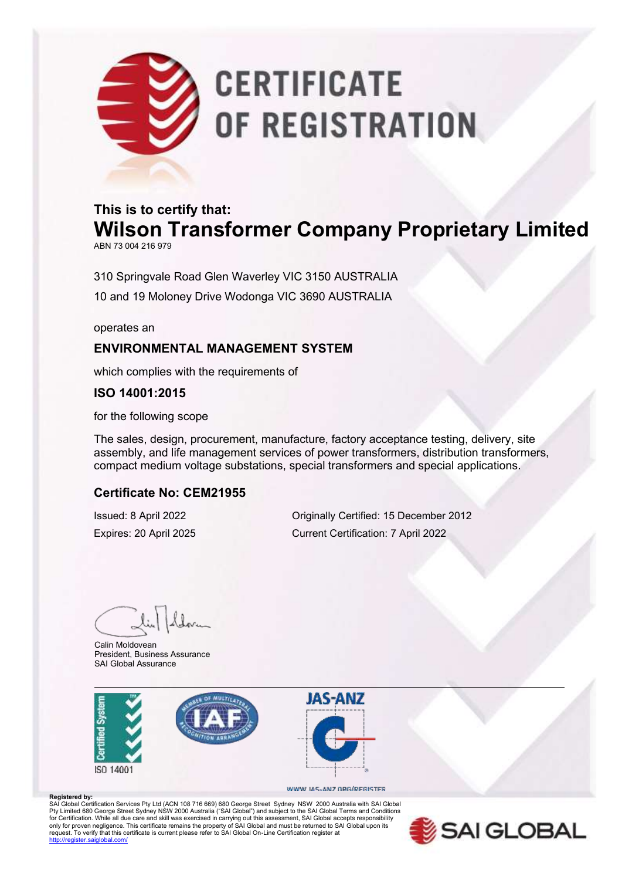# CERTIFICATE OF REGISTRATION

**This is to certify that:**

## Wilson Transformer Company Proprietary Limited

ABN 73 004 216 979

310 Springvale Road Glen Waverley VIC 3150 AUSTRALIA

10 and 19 Moloney Drive Wodonga VIC 3690 AUSTRALIA

operates an

**ENVIRONMENTAL MANAGEMENT SYSTEM**

which complies with the requirements of

**ISO 14001:2015**

for the following scope

The sales, design, procurement, manufacture, factory acceptance testing, delivery, site assembly, and life management services of power transformers, distribution transformers, compact medium voltage substations, special transformers and special applications.

**Certificate No: CEM21955**

Issued: 8 April 2022

Expires: 20 April 2025

Originally Certified: 15 December 2012

Current Certification: 7 April 2022

Calin Moldovean
President, Business Assurance
SAI Global Assurance

Certified System ISO 14001

IAF

JAS-ANZ

WWW.JAS-ANZ.ORG/REGISTER

**Registered by:**
SAI Global Certification Services Pty Ltd (ACN 108 716 669) 680 George Street Sydney NSW 2000 Australia with SAI Global Pty Limited 680 George Street Sydney NSW 2000 Australia ("SAI Global") and subject to the SAI Global Terms and Conditions for Certification. While all due care and skill was exercised in carrying out this assessment, SAI Global accepts responsibility only for proven negligence. This certificate remains the property of SAI Global and must be returned to SAI Global upon its request. To verify that this certificate is current please refer to SAI Global On-Line Certification register at http://register.saiglobal.com/

SAI GLOBAL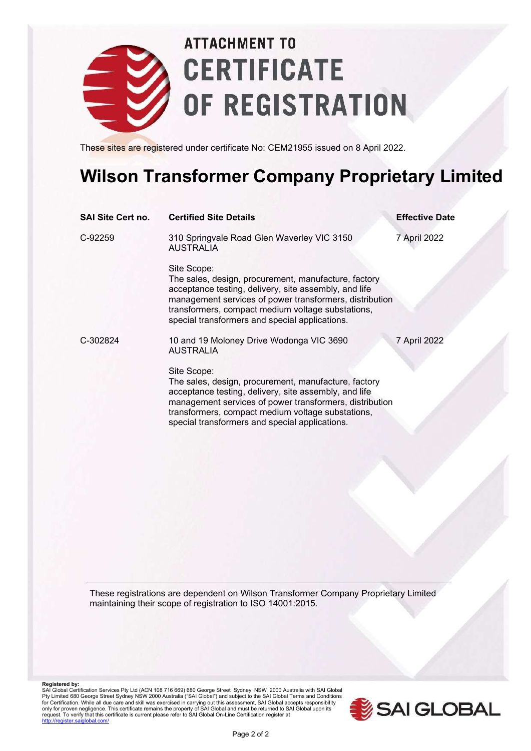# ATTACHMENT TO CERTIFICATE OF REGISTRATION

These sites are registered under certificate No: CEM21955 issued on 8 April 2022.

## Wilson Transformer Company Proprietary Limited

| SAI Site Cert no. | Certified Site Details | Effective Date |
|---|---|---|
| C-92259 | 310 Springvale Road Glen Waverley VIC 3150 AUSTRALIA<br><br>Site Scope:<br>The sales, design, procurement, manufacture, factory acceptance testing, delivery, site assembly, and life management services of power transformers, distribution transformers, compact medium voltage substations, special transformers and special applications. | 7 April 2022 |
| C-302824 | 10 and 19 Moloney Drive Wodonga VIC 3690 AUSTRALIA<br><br>Site Scope:<br>The sales, design, procurement, manufacture, factory acceptance testing, delivery, site assembly, and life management services of power transformers, distribution transformers, compact medium voltage substations, special transformers and special applications. | 7 April 2022 |

These registrations are dependent on Wilson Transformer Company Proprietary Limited maintaining their scope of registration to ISO 14001:2015.

**Registered by:**
SAI Global Certification Services Pty Ltd (ACN 108 716 669) 680 George Street Sydney NSW 2000 Australia with SAI Global Pty Limited 680 George Street Sydney NSW 2000 Australia ("SAI Global") and subject to the SAI Global Terms and Conditions for Certification. While all due care and skill was exercised in carrying out this assessment, SAI Global accepts responsibility only for proven negligence. This certificate remains the property of SAI Global and must be returned to SAI Global upon its request. To verify that this certificate is current please refer to SAI Global On-Line Certification register at http://register.saiglobal.com/

SAI GLOBAL